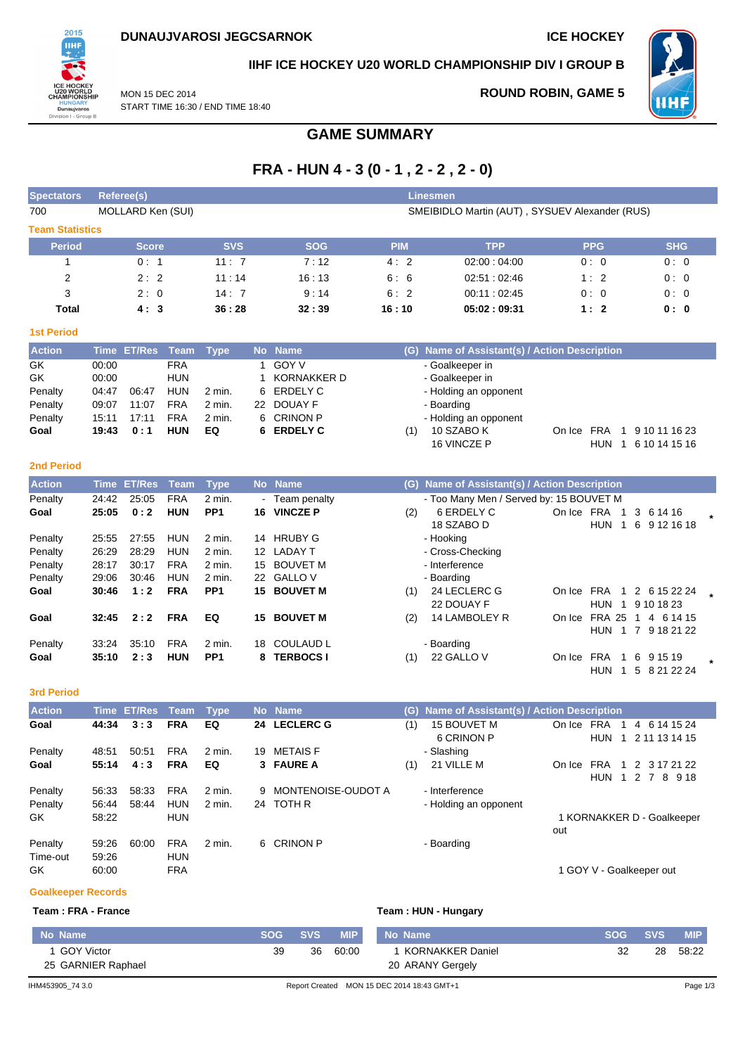**DUNAUJVAROSI JEGCSARNOK** — **ICE HOCKEY**

**IIHF ICE HOCKEY U20 WORLD CHAMPIONSHIP DIV I GROUP B**

MON 15 DEC 2014
START TIME 16:30 / END TIME 18:40

**ROUND ROBIN, GAME 5**

# GAME SUMMARY

## FRA - HUN 4 - 3 (0 - 1 , 2 - 2 , 2 - 0)

| Spectators | Referee(s) | Linesmen |
|---|---|---|
| 700 | MOLLARD Ken (SUI) | SMEIBIDLO Martin (AUT) , SYSUEV Alexander (RUS) |

### Team Statistics

| Period | Score | SVS | SOG | PIM | TPP | PPG | SHG |
|---|---|---|---|---|---|---|---|
| 1 | 0 : 1 | 11 : 7 | 7 : 12 | 4 : 2 | 02:00 : 04:00 | 0 : 0 | 0 : 0 |
| 2 | 2 : 2 | 11 : 14 | 16 : 13 | 6 : 6 | 02:51 : 02:46 | 1 : 2 | 0 : 0 |
| 3 | 2 : 0 | 14 : 7 | 9 : 14 | 6 : 2 | 00:11 : 02:45 | 0 : 0 | 0 : 0 |
| **Total** | **4 : 3** | **36 : 28** | **32 : 39** | **16 : 10** | **05:02 : 09:31** | **1 : 2** | **0 : 0** |

### 1st Period

| Action | Time | ET/Res | Team | Type | No | Name | (G) | Name of Assistant(s) / Action Description | On Ice |
|---|---|---|---|---|---|---|---|---|---|
| GK | 00:00 | | FRA | | 1 | GOY V | | - Goalkeeper in | |
| GK | 00:00 | | HUN | | 1 | KORNAKKER D | | - Goalkeeper in | |
| Penalty | 04:47 | 06:47 | HUN | 2 min. | 6 | ERDELY C | | - Holding an opponent | |
| Penalty | 09:07 | 11:07 | FRA | 2 min. | 22 | DOUAY F | | - Boarding | |
| Penalty | 15:11 | 17:11 | FRA | 2 min. | 6 | CRINON P | | - Holding an opponent | |
| **Goal** | **19:43** | **0 : 1** | **HUN** | **EQ** | **6** | **ERDELY C** | (1) | 10 SZABO K<br>16 VINCZE P | FRA 1 9 10 11 16 23<br>HUN 1 6 10 14 15 16 |

### 2nd Period

| Action | Time | ET/Res | Team | Type | No | Name | (G) | Name of Assistant(s) / Action Description | On Ice |
|---|---|---|---|---|---|---|---|---|---|
| Penalty | 24:42 | 25:05 | FRA | 2 min. | - | Team penalty | | - Too Many Men / Served by: 15 BOUVET M | |
| **Goal** | **25:05** | **0 : 2** | **HUN** | **PP1** | **16** | **VINCZE P** | (2) | 6 ERDELY C<br>18 SZABO D | FRA 1 3 6 14 16<br>HUN 1 6 9 12 16 18 * |
| Penalty | 25:55 | 27:55 | HUN | 2 min. | 14 | HRUBY G | | - Hooking | |
| Penalty | 26:29 | 28:29 | HUN | 2 min. | 12 | LADAY T | | - Cross-Checking | |
| Penalty | 28:17 | 30:17 | FRA | 2 min. | 15 | BOUVET M | | - Interference | |
| Penalty | 29:06 | 30:46 | HUN | 2 min. | 22 | GALLO V | | - Boarding | |
| **Goal** | **30:46** | **1 : 2** | **FRA** | **PP1** | **15** | **BOUVET M** | (1) | 24 LECLERC G<br>22 DOUAY F | FRA 1 2 6 15 22 24<br>HUN 1 9 10 18 23 * |
| **Goal** | **32:45** | **2 : 2** | **FRA** | **EQ** | **15** | **BOUVET M** | (2) | 14 LAMBOLEY R | FRA 25 1 4 6 14 15<br>HUN 1 7 9 18 21 22 |
| Penalty | 33:24 | 35:10 | FRA | 2 min. | 18 | COULAUD L | | - Boarding | |
| **Goal** | **35:10** | **2 : 3** | **HUN** | **PP1** | **8** | **TERBOCS I** | (1) | 22 GALLO V | FRA 1 6 9 15 19<br>HUN 1 5 8 21 22 24 * |

### 3rd Period

| Action | Time | ET/Res | Team | Type | No | Name | (G) | Name of Assistant(s) / Action Description | On Ice |
|---|---|---|---|---|---|---|---|---|---|
| **Goal** | **44:34** | **3 : 3** | **FRA** | **EQ** | **24** | **LECLERC G** | (1) | 15 BOUVET M<br>6 CRINON P | FRA 1 4 6 14 15 24<br>HUN 1 2 11 13 14 15 |
| Penalty | 48:51 | 50:51 | FRA | 2 min. | 19 | METAIS F | | - Slashing | |
| **Goal** | **55:14** | **4 : 3** | **FRA** | **EQ** | **3** | **FAURE A** | (1) | 21 VILLE M | FRA 1 2 3 17 21 22<br>HUN 1 2 7 8 9 18 |
| Penalty | 56:33 | 58:33 | FRA | 2 min. | 9 | MONTENOISE-OUDOT A | | - Interference | |
| Penalty | 56:44 | 58:44 | HUN | 2 min. | 24 | TOTH R | | - Holding an opponent | |
| GK | 58:22 | | HUN | | | | | 1 KORNAKKER D - Goalkeeper out | |
| Penalty | 59:26 | 60:00 | FRA | 2 min. | 6 | CRINON P | | - Boarding | |
| Time-out | 59:26 | | HUN | | | | | | |
| GK | 60:00 | | FRA | | | | | 1 GOY V - Goalkeeper out | |

### Goalkeeper Records

**Team : FRA - France**

| No | Name | SOG | SVS | MIP |
|---|---|---|---|---|
| 1 | GOY Victor | 39 | 36 | 60:00 |
| 25 | GARNIER Raphael | | | |

**Team : HUN - Hungary**

| No | Name | SOG | SVS | MIP |
|---|---|---|---|---|
| 1 | KORNAKKER Daniel | 32 | 28 | 58:22 |
| 20 | ARANY Gergely | | | |

IHM453905_74 3.0 — Report Created MON 15 DEC 2014 18:43 GMT+1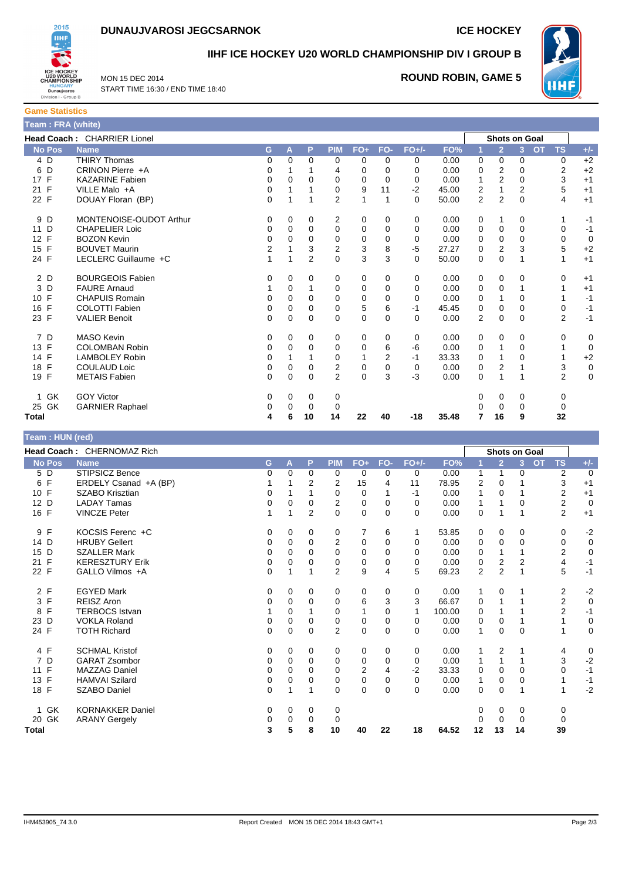# DUNAUJVAROSI JEGCSARNOK

**ICE HOCKEY**

## IIHF ICE HOCKEY U20 WORLD CHAMPIONSHIP DIV I GROUP B

MON 15 DEC 2014
START TIME 16:30 / END TIME 18:40

**ROUND ROBIN, GAME 5**

### Game Statistics

**Team : FRA (white)**

**Head Coach :** CHARRIER Lionel

| No | Pos | Name | G | A | P | PIM | FO+ | FO- | FO+/- | FO% | Shots on Goal 1 | 2 | 3 | OT | TS | +/- |
|---|---|---|---|---|---|---|---|---|---|---|---|---|---|---|---|---|
| 4 | D | THIRY Thomas | 0 | 0 | 0 | 0 | 0 | 0 | 0 | 0.00 | 0 | 0 | 0 | | 0 | +2 |
| 6 | D | CRINON Pierre +A | 0 | 1 | 1 | 4 | 0 | 0 | 0 | 0.00 | 0 | 2 | 0 | | 2 | +2 |
| 17 | F | KAZARINE Fabien | 0 | 0 | 0 | 0 | 0 | 0 | 0 | 0.00 | 1 | 2 | 0 | | 3 | +1 |
| 21 | F | VILLE Malo +A | 0 | 1 | 1 | 0 | 9 | 11 | -2 | 45.00 | 2 | 1 | 2 | | 5 | +1 |
| 22 | F | DOUAY Floran (BP) | 0 | 1 | 1 | 2 | 1 | 1 | 0 | 50.00 | 2 | 2 | 0 | | 4 | +1 |
| 9 | D | MONTENOISE-OUDOT Arthur | 0 | 0 | 0 | 2 | 0 | 0 | 0 | 0.00 | 0 | 1 | 0 | | 1 | -1 |
| 11 | D | CHAPELIER Loic | 0 | 0 | 0 | 0 | 0 | 0 | 0 | 0.00 | 0 | 0 | 0 | | 0 | -1 |
| 12 | F | BOZON Kevin | 0 | 0 | 0 | 0 | 0 | 0 | 0 | 0.00 | 0 | 0 | 0 | | 0 | 0 |
| 15 | F | BOUVET Maurin | 2 | 1 | 3 | 2 | 3 | 8 | -5 | 27.27 | 0 | 2 | 3 | | 5 | +2 |
| 24 | F | LECLERC Guillaume +C | 1 | 1 | 2 | 0 | 3 | 3 | 0 | 50.00 | 0 | 0 | 1 | | 1 | +1 |
| 2 | D | BOURGEOIS Fabien | 0 | 0 | 0 | 0 | 0 | 0 | 0 | 0.00 | 0 | 0 | 0 | | 0 | +1 |
| 3 | D | FAURE Arnaud | 1 | 0 | 1 | 0 | 0 | 0 | 0 | 0.00 | 0 | 0 | 1 | | 1 | +1 |
| 10 | F | CHAPUIS Romain | 0 | 0 | 0 | 0 | 0 | 0 | 0 | 0.00 | 0 | 1 | 0 | | 1 | -1 |
| 16 | F | COLOTTI Fabien | 0 | 0 | 0 | 0 | 5 | 6 | -1 | 45.45 | 0 | 0 | 0 | | 0 | -1 |
| 23 | F | VALIER Benoit | 0 | 0 | 0 | 0 | 0 | 0 | 0 | 0.00 | 2 | 0 | 0 | | 2 | -1 |
| 7 | D | MASO Kevin | 0 | 0 | 0 | 0 | 0 | 0 | 0 | 0.00 | 0 | 0 | 0 | | 0 | 0 |
| 13 | F | COLOMBAN Robin | 0 | 0 | 0 | 0 | 0 | 6 | -6 | 0.00 | 0 | 1 | 0 | | 1 | 0 |
| 14 | F | LAMBOLEY Robin | 0 | 1 | 1 | 0 | 1 | 2 | -1 | 33.33 | 0 | 1 | 0 | | 1 | +2 |
| 18 | F | COULAUD Loic | 0 | 0 | 0 | 2 | 0 | 0 | 0 | 0.00 | 0 | 2 | 1 | | 3 | 0 |
| 19 | F | METAIS Fabien | 0 | 0 | 0 | 2 | 0 | 3 | -3 | 0.00 | 0 | 1 | 1 | | 2 | 0 |
| 1 | GK | GOY Victor | 0 | 0 | 0 | 0 | | | | | 0 | 0 | 0 | | 0 | |
| 25 | GK | GARNIER Raphael | 0 | 0 | 0 | 0 | | | | | 0 | 0 | 0 | | 0 | |
| **Total** | | | **4** | **6** | **10** | **14** | **22** | **40** | **-18** | **35.48** | **7** | **16** | **9** | | **32** | |

**Team : HUN (red)**

**Head Coach :** CHERNOMAZ Rich

| No | Pos | Name | G | A | P | PIM | FO+ | FO- | FO+/- | FO% | Shots on Goal 1 | 2 | 3 | OT | TS | +/- |
|---|---|---|---|---|---|---|---|---|---|---|---|---|---|---|---|---|
| 5 | D | STIPSICZ Bence | 0 | 0 | 0 | 0 | 0 | 0 | 0 | 0.00 | 1 | 1 | 0 | | 2 | 0 |
| 6 | F | ERDELY Csanad +A (BP) | 1 | 1 | 2 | 2 | 15 | 4 | 11 | 78.95 | 2 | 0 | 1 | | 3 | +1 |
| 10 | F | SZABO Krisztian | 0 | 1 | 1 | 0 | 0 | 1 | -1 | 0.00 | 1 | 0 | 1 | | 2 | +1 |
| 12 | D | LADAY Tamas | 0 | 0 | 0 | 2 | 0 | 0 | 0 | 0.00 | 1 | 1 | 0 | | 2 | 0 |
| 16 | F | VINCZE Peter | 1 | 1 | 2 | 0 | 0 | 0 | 0 | 0.00 | 0 | 1 | 1 | | 2 | +1 |
| 9 | F | KOCSIS Ferenc +C | 0 | 0 | 0 | 0 | 7 | 6 | 1 | 53.85 | 0 | 0 | 0 | | 0 | -2 |
| 14 | D | HRUBY Gellert | 0 | 0 | 0 | 2 | 0 | 0 | 0 | 0.00 | 0 | 0 | 0 | | 0 | 0 |
| 15 | D | SZALLER Mark | 0 | 0 | 0 | 0 | 0 | 0 | 0 | 0.00 | 0 | 1 | 1 | | 2 | 0 |
| 21 | F | KERESZTURY Erik | 0 | 0 | 0 | 0 | 0 | 0 | 0 | 0.00 | 0 | 2 | 2 | | 4 | -1 |
| 22 | F | GALLO Vilmos +A | 0 | 1 | 1 | 2 | 9 | 4 | 5 | 69.23 | 2 | 2 | 1 | | 5 | -1 |
| 2 | F | EGYED Mark | 0 | 0 | 0 | 0 | 0 | 0 | 0 | 0.00 | 1 | 0 | 1 | | 2 | -2 |
| 3 | F | REISZ Aron | 0 | 0 | 0 | 0 | 6 | 3 | 3 | 66.67 | 0 | 1 | 1 | | 2 | 0 |
| 8 | F | TERBOCS Istvan | 1 | 0 | 1 | 0 | 1 | 0 | 1 | 100.00 | 0 | 1 | 1 | | 2 | -1 |
| 23 | D | VOKLA Roland | 0 | 0 | 0 | 0 | 0 | 0 | 0 | 0.00 | 0 | 0 | 1 | | 1 | 0 |
| 24 | F | TOTH Richard | 0 | 0 | 0 | 2 | 0 | 0 | 0 | 0.00 | 1 | 0 | 0 | | 1 | 0 |
| 4 | F | SCHMAL Kristof | 0 | 0 | 0 | 0 | 0 | 0 | 0 | 0.00 | 1 | 2 | 1 | | 4 | 0 |
| 7 | D | GARAT Zsombor | 0 | 0 | 0 | 0 | 0 | 0 | 0 | 0.00 | 1 | 1 | 1 | | 3 | -2 |
| 11 | F | MAZZAG Daniel | 0 | 0 | 0 | 0 | 2 | 4 | -2 | 33.33 | 0 | 0 | 0 | | 0 | -1 |
| 13 | F | HAMVAI Szilard | 0 | 0 | 0 | 0 | 0 | 0 | 0 | 0.00 | 1 | 0 | 0 | | 1 | -1 |
| 18 | F | SZABO Daniel | 0 | 1 | 1 | 0 | 0 | 0 | 0 | 0.00 | 0 | 0 | 1 | | 1 | -2 |
| 1 | GK | KORNAKKER Daniel | 0 | 0 | 0 | 0 | | | | | 0 | 0 | 0 | | 0 | |
| 20 | GK | ARANY Gergely | 0 | 0 | 0 | 0 | | | | | 0 | 0 | 0 | | 0 | |
| **Total** | | | **3** | **5** | **8** | **10** | **40** | **22** | **18** | **64.52** | **12** | **13** | **14** | | **39** | |

IHM453905_74 3.0 Report Created MON 15 DEC 2014 18:43 GMT+1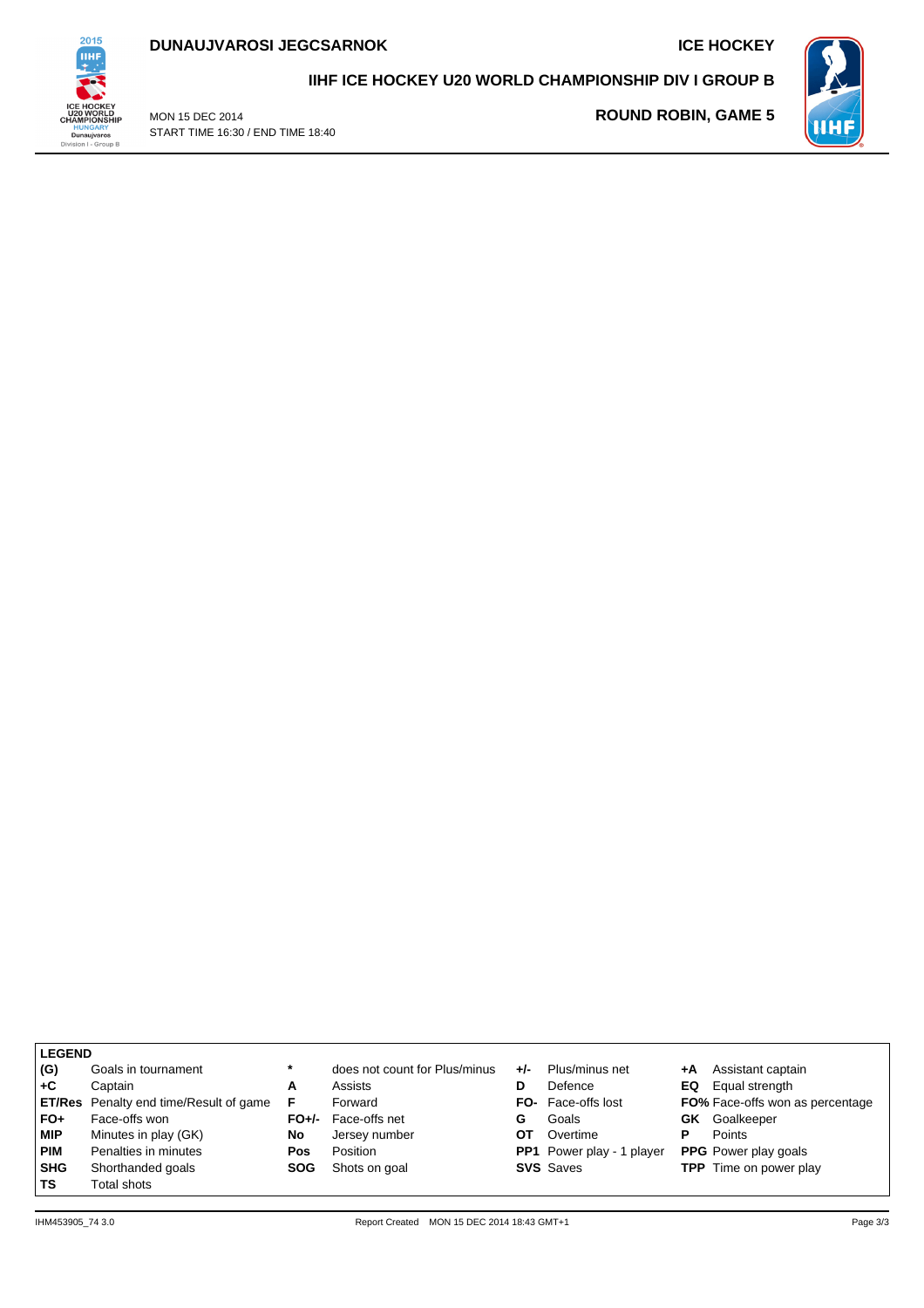**DUNAUJVAROSI JEGCSARNOK**

**ICE HOCKEY**

**IIHF ICE HOCKEY U20 WORLD CHAMPIONSHIP DIV I GROUP B**

MON 15 DEC 2014
START TIME 16:30 / END TIME 18:40

**ROUND ROBIN, GAME 5**

**LEGEND**

| | | | | | | | |
|---|---|---|---|---|---|---|---|
| **(G)** | Goals in tournament | * | does not count for Plus/minus | **+/-** | Plus/minus net | **+A** | Assistant captain |
| **+C** | Captain | **A** | Assists | **D** | Defence | **EQ** | Equal strength |
| **ET/Res** | Penalty end time/Result of game | **F** | Forward | **FO-** | Face-offs lost | **FO%** | Face-offs won as percentage |
| **FO+** | Face-offs won | **FO+/-** | Face-offs net | **G** | Goals | **GK** | Goalkeeper |
| **MIP** | Minutes in play (GK) | **No** | Jersey number | **OT** | Overtime | **P** | Points |
| **PIM** | Penalties in minutes | **Pos** | Position | **PP1** | Power play - 1 player | **PPG** | Power play goals |
| **SHG** | Shorthanded goals | **SOG** | Shots on goal | **SVS** | Saves | **TPP** | Time on power play |
| **TS** | Total shots | | | | | | |

IHM453905_74 3.0

Report Created MON 15 DEC 2014 18:43 GMT+1